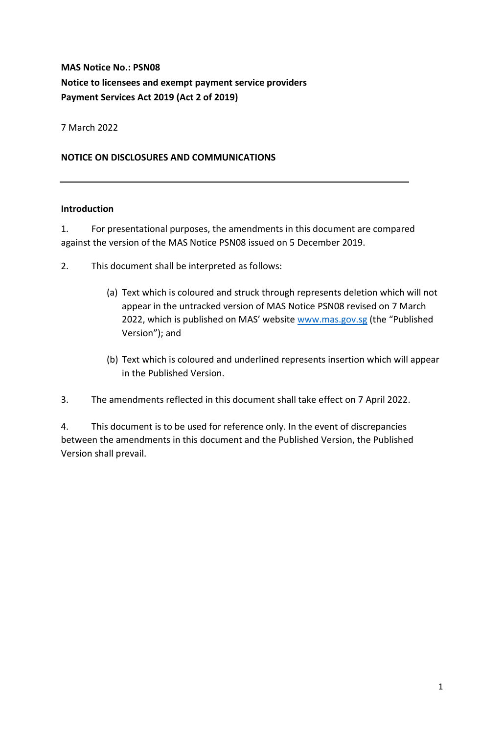**MAS Notice No.: PSN08**

**Notice to licensees and exempt payment service providers**

**Payment Services Act 2019 (Act 2 of 2019)**

7 March 2022

**NOTICE ON DISCLOSURES AND COMMUNICATIONS**

---

**Introduction**

1. For presentational purposes, the amendments in this document are compared against the version of the MAS Notice PSN08 issued on 5 December 2019.

2. This document shall be interpreted as follows:

   (a) Text which is coloured and struck through represents deletion which will not appear in the untracked version of MAS Notice PSN08 revised on 7 March 2022, which is published on MAS' website www.mas.gov.sg (the "Published Version"); and

   (b) Text which is coloured and underlined represents insertion which will appear in the Published Version.

3. The amendments reflected in this document shall take effect on 7 April 2022.

4. This document is to be used for reference only. In the event of discrepancies between the amendments in this document and the Published Version, the Published Version shall prevail.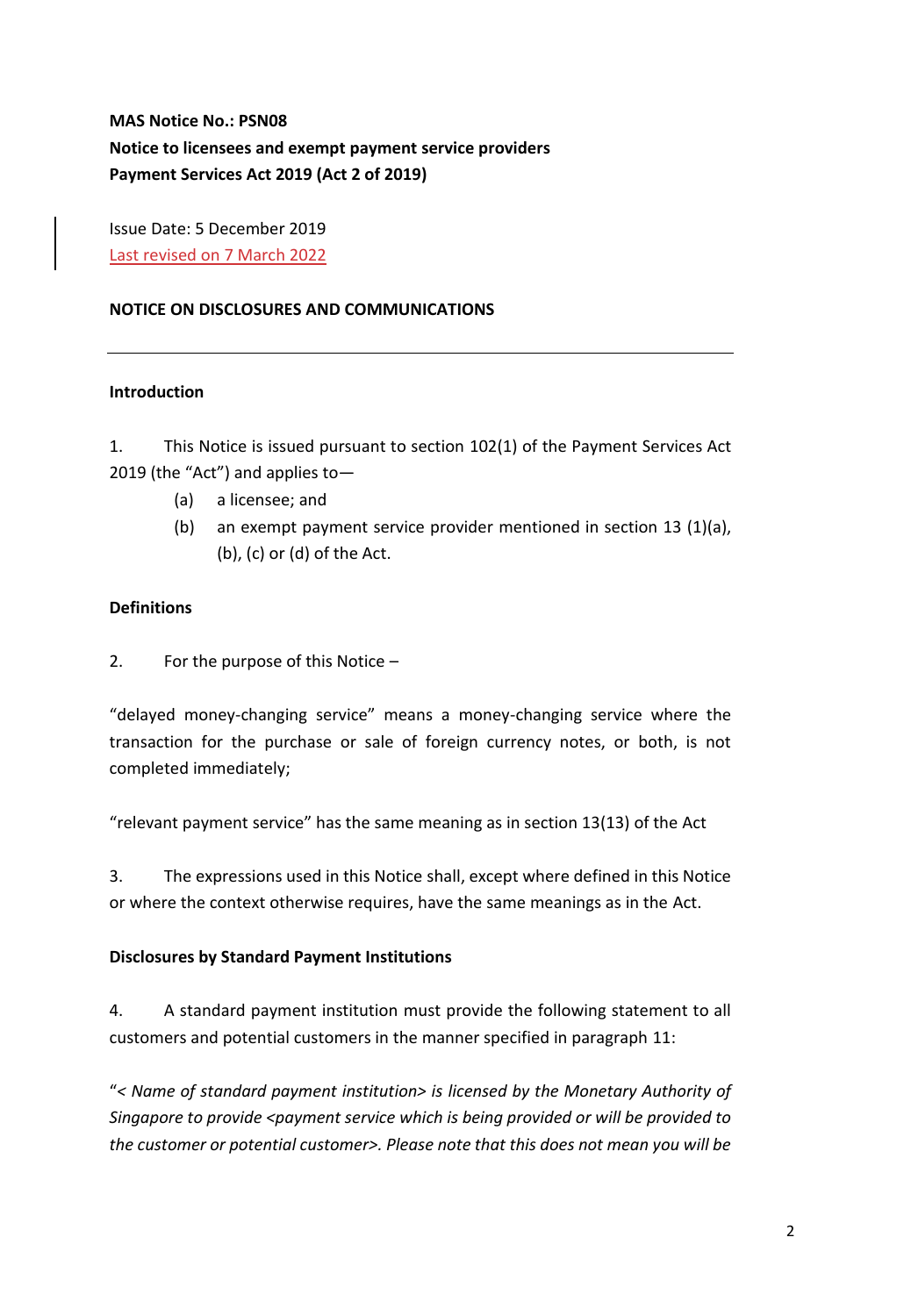**MAS Notice No.: PSN08**
**Notice to licensees and exempt payment service providers**
**Payment Services Act 2019 (Act 2 of 2019)**

Issue Date: 5 December 2019
Last revised on 7 March 2022

**NOTICE ON DISCLOSURES AND COMMUNICATIONS**

---

**Introduction**

1. This Notice is issued pursuant to section 102(1) of the Payment Services Act 2019 (the "Act") and applies to—
   - (a) a licensee; and
   - (b) an exempt payment service provider mentioned in section 13 (1)(a), (b), (c) or (d) of the Act.

**Definitions**

2. For the purpose of this Notice –

"delayed money-changing service" means a money-changing service where the transaction for the purchase or sale of foreign currency notes, or both, is not completed immediately;

"relevant payment service" has the same meaning as in section 13(13) of the Act

3. The expressions used in this Notice shall, except where defined in this Notice or where the context otherwise requires, have the same meanings as in the Act.

**Disclosures by Standard Payment Institutions**

4. A standard payment institution must provide the following statement to all customers and potential customers in the manner specified in paragraph 11:

"*< Name of standard payment institution> is licensed by the Monetary Authority of Singapore to provide <payment service which is being provided or will be provided to the customer or potential customer>. Please note that this does not mean you will be*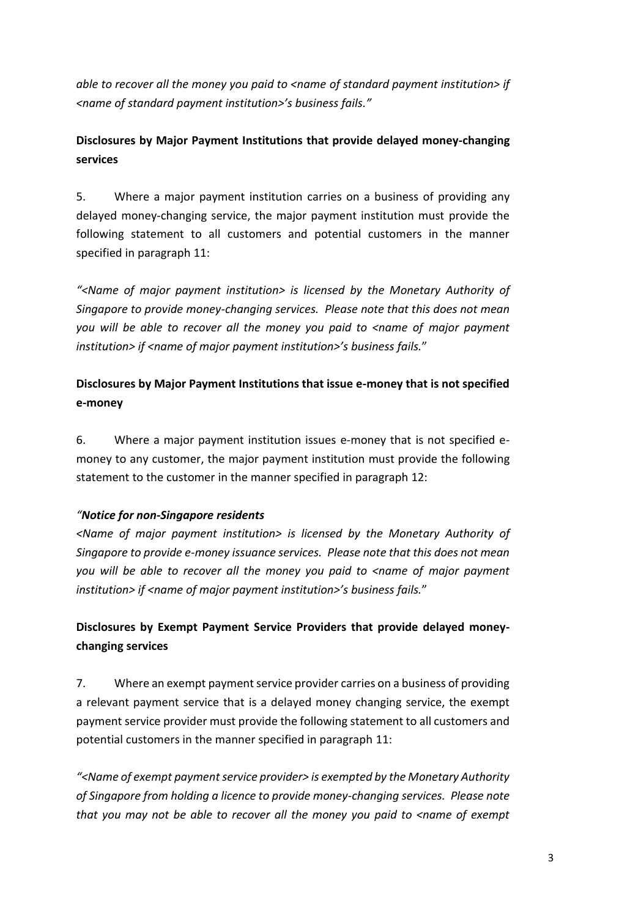*able to recover all the money you paid to <name of standard payment institution> if <name of standard payment institution>'s business fails."*

**Disclosures by Major Payment Institutions that provide delayed money-changing services**

5. Where a major payment institution carries on a business of providing any delayed money-changing service, the major payment institution must provide the following statement to all customers and potential customers in the manner specified in paragraph 11:

*"<Name of major payment institution> is licensed by the Monetary Authority of Singapore to provide money-changing services. Please note that this does not mean you will be able to recover all the money you paid to <name of major payment institution> if <name of major payment institution>'s business fails.*"

**Disclosures by Major Payment Institutions that issue e-money that is not specified e-money**

6. Where a major payment institution issues e-money that is not specified e-money to any customer, the major payment institution must provide the following statement to the customer in the manner specified in paragraph 12:

*"**Notice for non-Singapore residents***
*<Name of major payment institution> is licensed by the Monetary Authority of Singapore to provide e-money issuance services. Please note that this does not mean you will be able to recover all the money you paid to <name of major payment institution> if <name of major payment institution>'s business fails.*"

**Disclosures by Exempt Payment Service Providers that provide delayed money-changing services**

7. Where an exempt payment service provider carries on a business of providing a relevant payment service that is a delayed money changing service, the exempt payment service provider must provide the following statement to all customers and potential customers in the manner specified in paragraph 11:

*"<Name of exempt payment service provider> is exempted by the Monetary Authority of Singapore from holding a licence to provide money-changing services. Please note that you may not be able to recover all the money you paid to <name of exempt*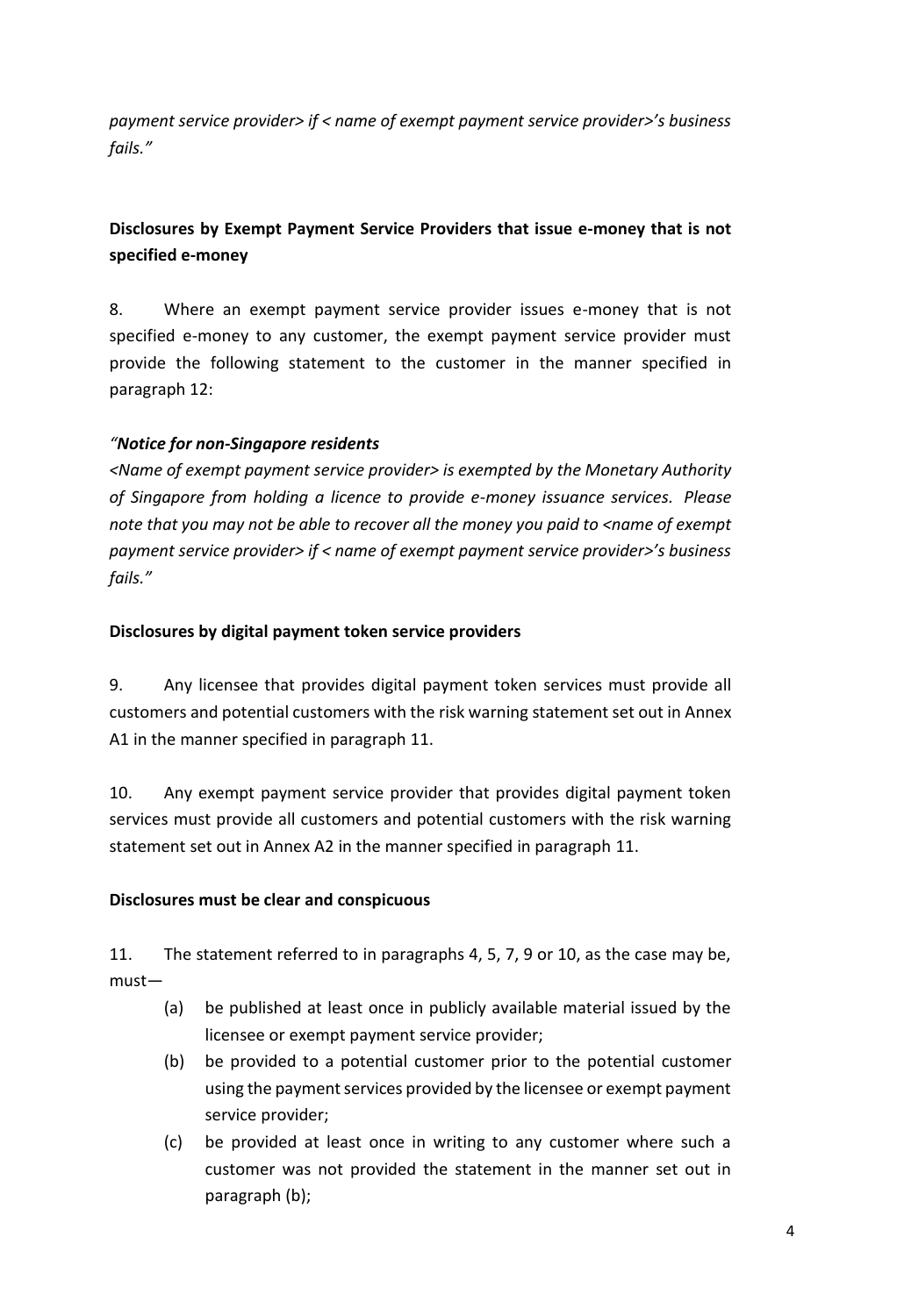*payment service provider> if < name of exempt payment service provider>'s business fails."*

**Disclosures by Exempt Payment Service Providers that issue e-money that is not specified e-money**

8. Where an exempt payment service provider issues e-money that is not specified e-money to any customer, the exempt payment service provider must provide the following statement to the customer in the manner specified in paragraph 12:

*"**Notice for non-Singapore residents***
*<Name of exempt payment service provider> is exempted by the Monetary Authority of Singapore from holding a licence to provide e-money issuance services. Please note that you may not be able to recover all the money you paid to <name of exempt payment service provider> if < name of exempt payment service provider>'s business fails."*

**Disclosures by digital payment token service providers**

9. Any licensee that provides digital payment token services must provide all customers and potential customers with the risk warning statement set out in Annex A1 in the manner specified in paragraph 11.

10. Any exempt payment service provider that provides digital payment token services must provide all customers and potential customers with the risk warning statement set out in Annex A2 in the manner specified in paragraph 11.

**Disclosures must be clear and conspicuous**

11. The statement referred to in paragraphs 4, 5, 7, 9 or 10, as the case may be, must—

(a) be published at least once in publicly available material issued by the licensee or exempt payment service provider;

(b) be provided to a potential customer prior to the potential customer using the payment services provided by the licensee or exempt payment service provider;

(c) be provided at least once in writing to any customer where such a customer was not provided the statement in the manner set out in paragraph (b);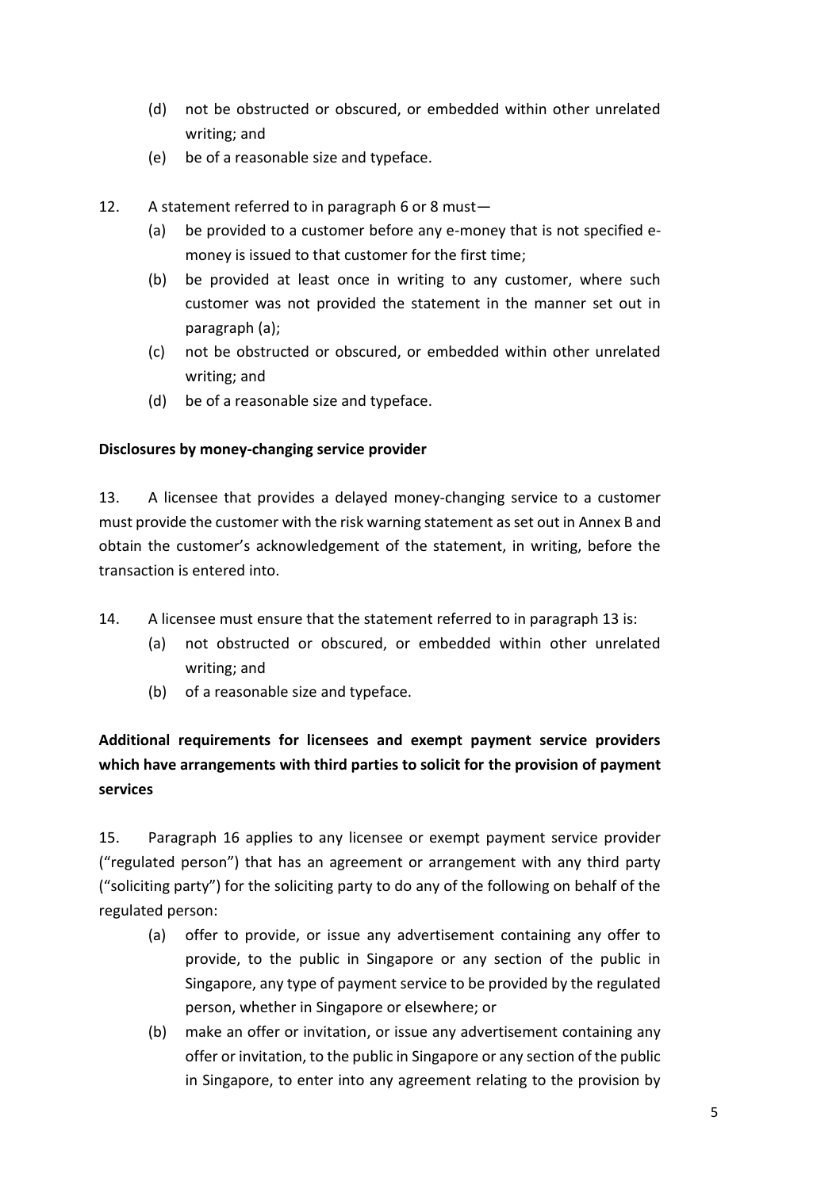(d) not be obstructed or obscured, or embedded within other unrelated writing; and

(e) be of a reasonable size and typeface.

12. A statement referred to in paragraph 6 or 8 must—

(a) be provided to a customer before any e-money that is not specified e-money is issued to that customer for the first time;

(b) be provided at least once in writing to any customer, where such customer was not provided the statement in the manner set out in paragraph (a);

(c) not be obstructed or obscured, or embedded within other unrelated writing; and

(d) be of a reasonable size and typeface.

**Disclosures by money-changing service provider**

13. A licensee that provides a delayed money-changing service to a customer must provide the customer with the risk warning statement as set out in Annex B and obtain the customer's acknowledgement of the statement, in writing, before the transaction is entered into.

14. A licensee must ensure that the statement referred to in paragraph 13 is:

(a) not obstructed or obscured, or embedded within other unrelated writing; and

(b) of a reasonable size and typeface.

**Additional requirements for licensees and exempt payment service providers which have arrangements with third parties to solicit for the provision of payment services**

15. Paragraph 16 applies to any licensee or exempt payment service provider ("regulated person") that has an agreement or arrangement with any third party ("soliciting party") for the soliciting party to do any of the following on behalf of the regulated person:

(a) offer to provide, or issue any advertisement containing any offer to provide, to the public in Singapore or any section of the public in Singapore, any type of payment service to be provided by the regulated person, whether in Singapore or elsewhere; or

(b) make an offer or invitation, or issue any advertisement containing any offer or invitation, to the public in Singapore or any section of the public in Singapore, to enter into any agreement relating to the provision by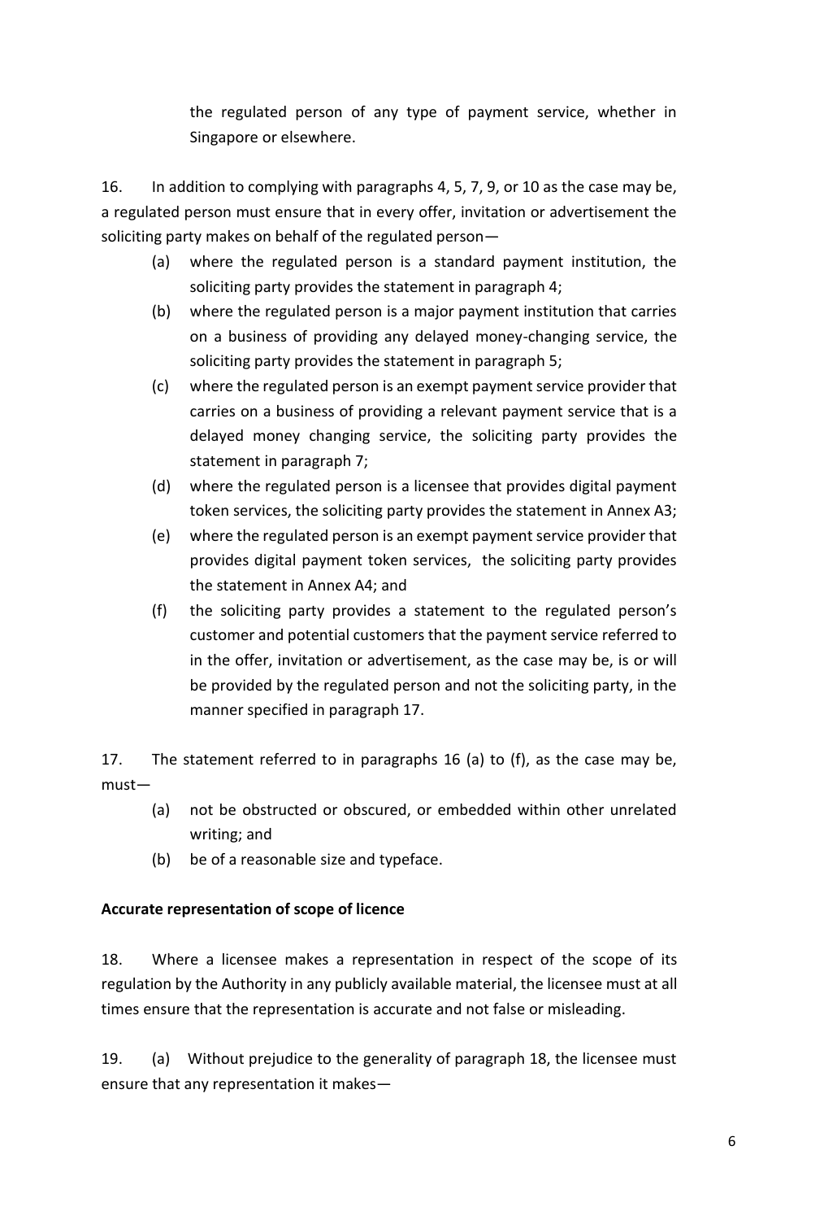the regulated person of any type of payment service, whether in Singapore or elsewhere.

16. In addition to complying with paragraphs 4, 5, 7, 9, or 10 as the case may be, a regulated person must ensure that in every offer, invitation or advertisement the soliciting party makes on behalf of the regulated person—

(a) where the regulated person is a standard payment institution, the soliciting party provides the statement in paragraph 4;

(b) where the regulated person is a major payment institution that carries on a business of providing any delayed money-changing service, the soliciting party provides the statement in paragraph 5;

(c) where the regulated person is an exempt payment service provider that carries on a business of providing a relevant payment service that is a delayed money changing service, the soliciting party provides the statement in paragraph 7;

(d) where the regulated person is a licensee that provides digital payment token services, the soliciting party provides the statement in Annex A3;

(e) where the regulated person is an exempt payment service provider that provides digital payment token services, the soliciting party provides the statement in Annex A4; and

(f) the soliciting party provides a statement to the regulated person's customer and potential customers that the payment service referred to in the offer, invitation or advertisement, as the case may be, is or will be provided by the regulated person and not the soliciting party, in the manner specified in paragraph 17.

17. The statement referred to in paragraphs 16 (a) to (f), as the case may be, must—

(a) not be obstructed or obscured, or embedded within other unrelated writing; and

(b) be of a reasonable size and typeface.

**Accurate representation of scope of licence**

18. Where a licensee makes a representation in respect of the scope of its regulation by the Authority in any publicly available material, the licensee must at all times ensure that the representation is accurate and not false or misleading.

19. (a) Without prejudice to the generality of paragraph 18, the licensee must ensure that any representation it makes—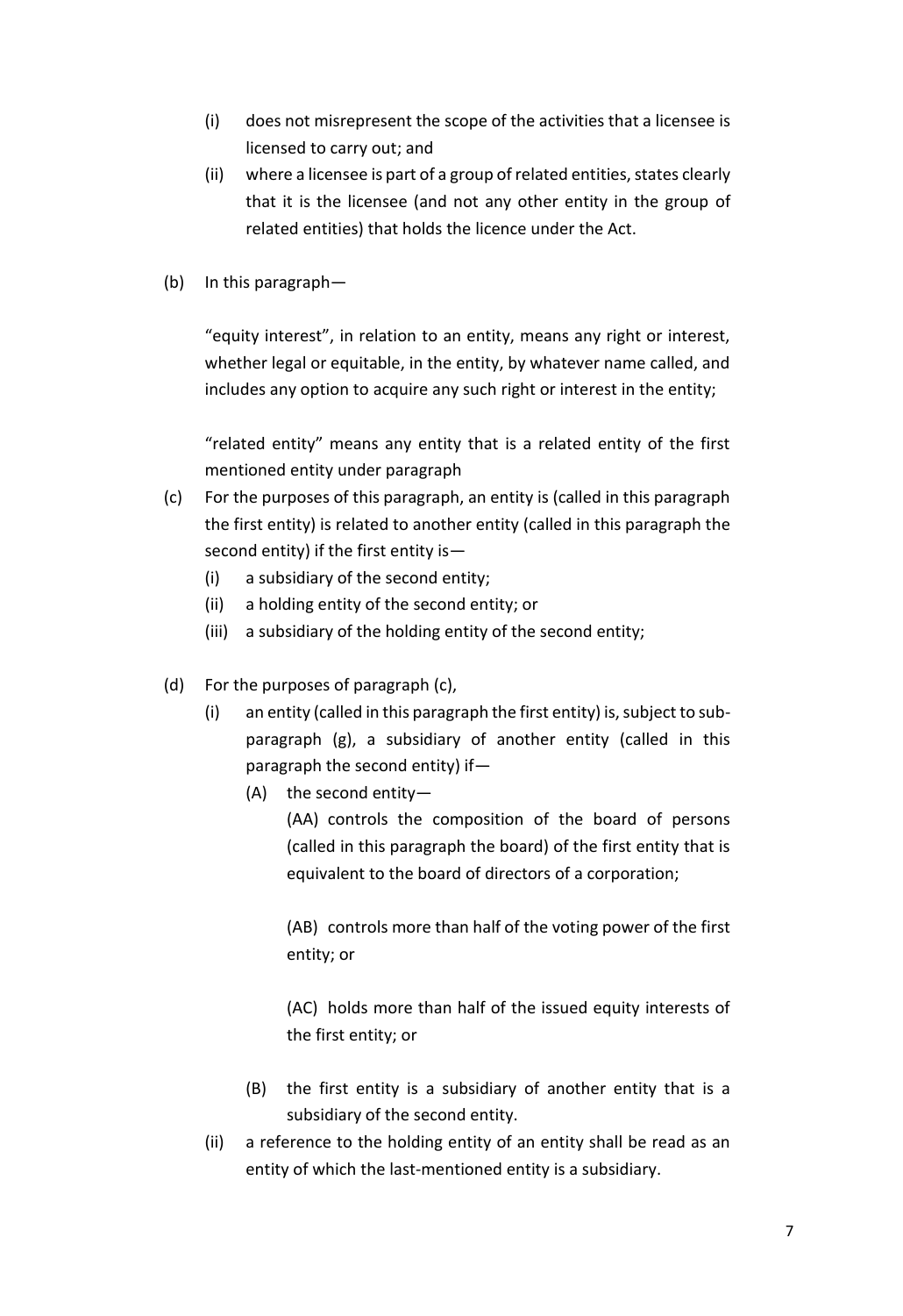(i) does not misrepresent the scope of the activities that a licensee is licensed to carry out; and

(ii) where a licensee is part of a group of related entities, states clearly that it is the licensee (and not any other entity in the group of related entities) that holds the licence under the Act.

(b) In this paragraph—

"equity interest", in relation to an entity, means any right or interest, whether legal or equitable, in the entity, by whatever name called, and includes any option to acquire any such right or interest in the entity;

"related entity" means any entity that is a related entity of the first mentioned entity under paragraph

(c) For the purposes of this paragraph, an entity is (called in this paragraph the first entity) is related to another entity (called in this paragraph the second entity) if the first entity is—

  (i) a subsidiary of the second entity;

  (ii) a holding entity of the second entity; or

  (iii) a subsidiary of the holding entity of the second entity;

(d) For the purposes of paragraph (c),

  (i) an entity (called in this paragraph the first entity) is, subject to sub-paragraph (g), a subsidiary of another entity (called in this paragraph the second entity) if—

    (A) the second entity—

      (AA) controls the composition of the board of persons (called in this paragraph the board) of the first entity that is equivalent to the board of directors of a corporation;

      (AB) controls more than half of the voting power of the first entity; or

      (AC) holds more than half of the issued equity interests of the first entity; or

    (B) the first entity is a subsidiary of another entity that is a subsidiary of the second entity.

  (ii) a reference to the holding entity of an entity shall be read as an entity of which the last-mentioned entity is a subsidiary.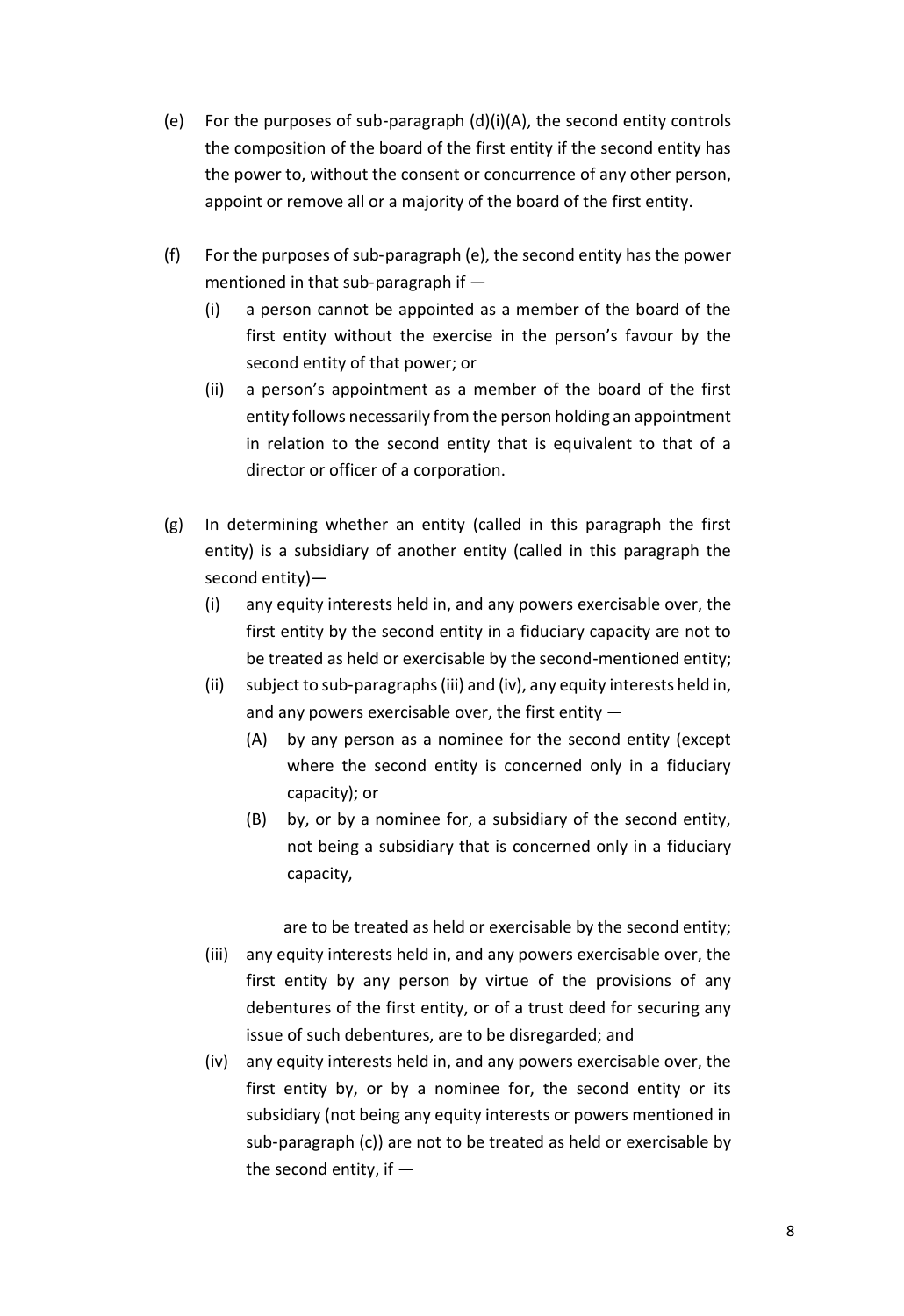(e) For the purposes of sub-paragraph (d)(i)(A), the second entity controls the composition of the board of the first entity if the second entity has the power to, without the consent or concurrence of any other person, appoint or remove all or a majority of the board of the first entity.

(f) For the purposes of sub-paragraph (e), the second entity has the power mentioned in that sub-paragraph if —

  (i) a person cannot be appointed as a member of the board of the first entity without the exercise in the person's favour by the second entity of that power; or

  (ii) a person's appointment as a member of the board of the first entity follows necessarily from the person holding an appointment in relation to the second entity that is equivalent to that of a director or officer of a corporation.

(g) In determining whether an entity (called in this paragraph the first entity) is a subsidiary of another entity (called in this paragraph the second entity)—

  (i) any equity interests held in, and any powers exercisable over, the first entity by the second entity in a fiduciary capacity are not to be treated as held or exercisable by the second-mentioned entity;

  (ii) subject to sub-paragraphs (iii) and (iv), any equity interests held in, and any powers exercisable over, the first entity —

    (A) by any person as a nominee for the second entity (except where the second entity is concerned only in a fiduciary capacity); or

    (B) by, or by a nominee for, a subsidiary of the second entity, not being a subsidiary that is concerned only in a fiduciary capacity,

  are to be treated as held or exercisable by the second entity;

  (iii) any equity interests held in, and any powers exercisable over, the first entity by any person by virtue of the provisions of any debentures of the first entity, or of a trust deed for securing any issue of such debentures, are to be disregarded; and

  (iv) any equity interests held in, and any powers exercisable over, the first entity by, or by a nominee for, the second entity or its subsidiary (not being any equity interests or powers mentioned in sub-paragraph (c)) are not to be treated as held or exercisable by the second entity, if —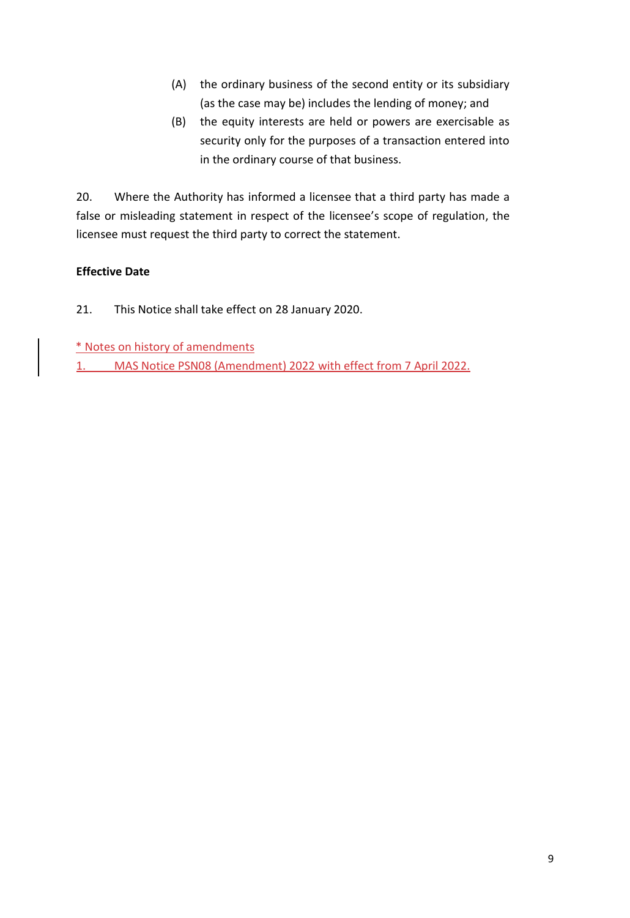(A) the ordinary business of the second entity or its subsidiary (as the case may be) includes the lending of money; and

(B) the equity interests are held or powers are exercisable as security only for the purposes of a transaction entered into in the ordinary course of that business.

20. Where the Authority has informed a licensee that a third party has made a false or misleading statement in respect of the licensee's scope of regulation, the licensee must request the third party to correct the statement.

**Effective Date**

21. This Notice shall take effect on 28 January 2020.

* Notes on history of amendments

1. MAS Notice PSN08 (Amendment) 2022 with effect from 7 April 2022.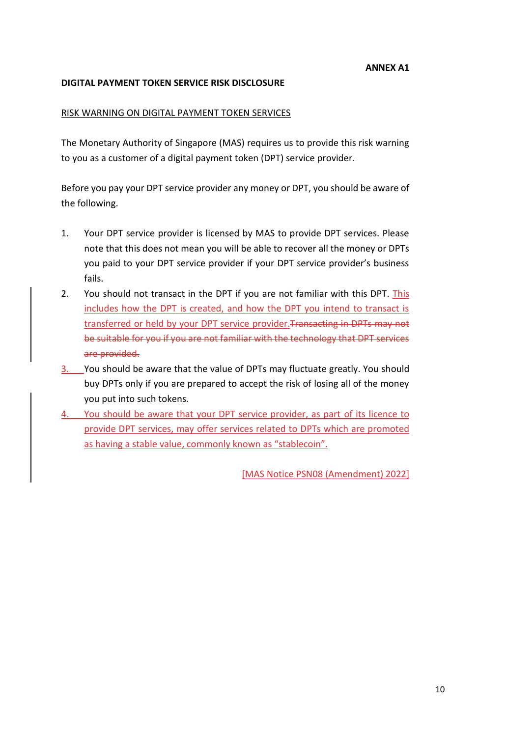**ANNEX A1**

**DIGITAL PAYMENT TOKEN SERVICE RISK DISCLOSURE**

RISK WARNING ON DIGITAL PAYMENT TOKEN SERVICES

The Monetary Authority of Singapore (MAS) requires us to provide this risk warning to you as a customer of a digital payment token (DPT) service provider.

Before you pay your DPT service provider any money or DPT, you should be aware of the following.

1. Your DPT service provider is licensed by MAS to provide DPT services. Please note that this does not mean you will be able to recover all the money or DPTs you paid to your DPT service provider if your DPT service provider's business fails.
2. You should not transact in the DPT if you are not familiar with this DPT. This includes how the DPT is created, and how the DPT you intend to transact is transferred or held by your DPT service provider.~~Transacting in DPTs may not be suitable for you if you are not familiar with the technology that DPT services are provided.~~
3. You should be aware that the value of DPTs may fluctuate greatly. You should buy DPTs only if you are prepared to accept the risk of losing all of the money you put into such tokens.
4. You should be aware that your DPT service provider, as part of its licence to provide DPT services, may offer services related to DPTs which are promoted as having a stable value, commonly known as "stablecoin".

[MAS Notice PSN08 (Amendment) 2022]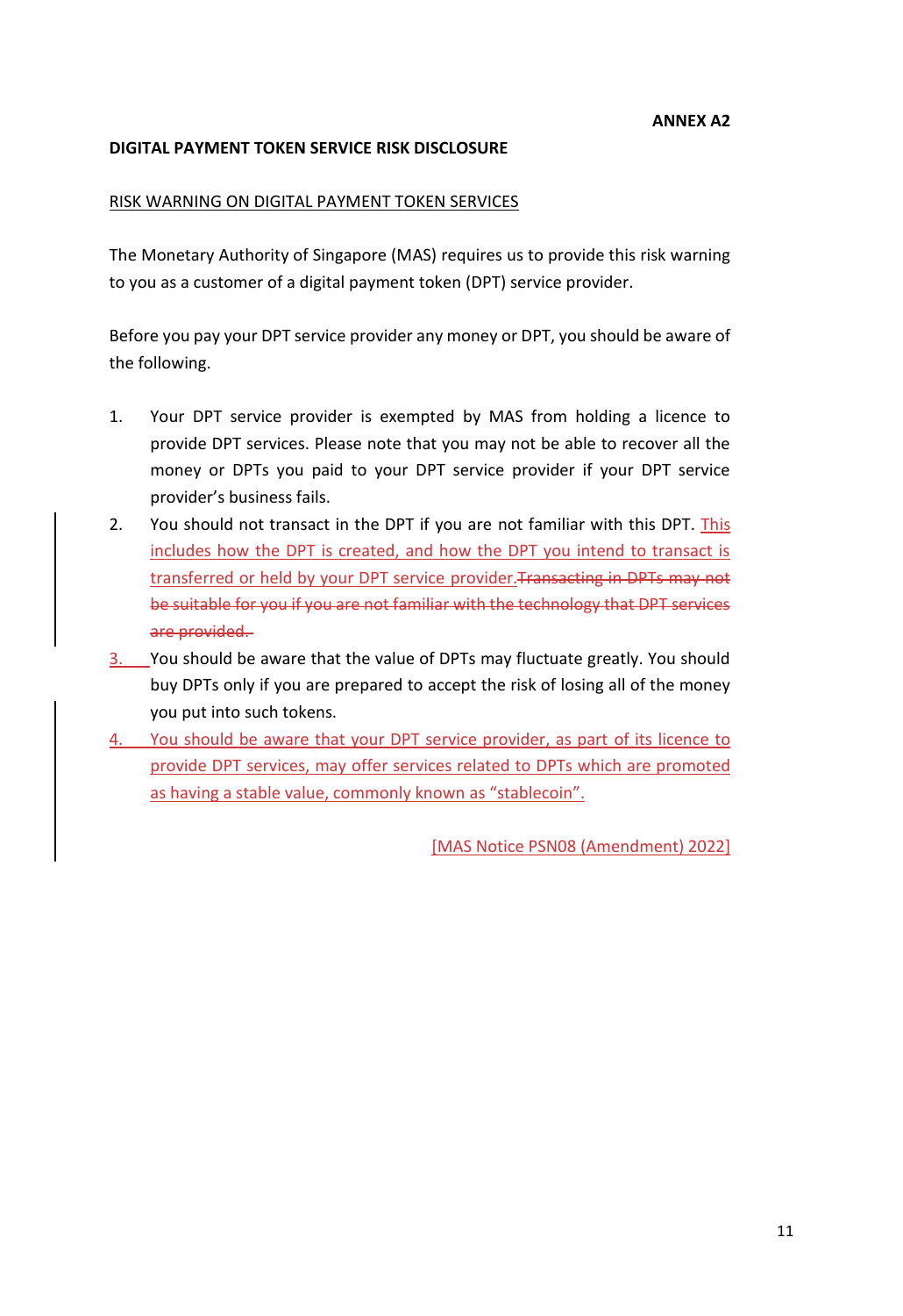**ANNEX A2**

**DIGITAL PAYMENT TOKEN SERVICE RISK DISCLOSURE**

RISK WARNING ON DIGITAL PAYMENT TOKEN SERVICES

The Monetary Authority of Singapore (MAS) requires us to provide this risk warning to you as a customer of a digital payment token (DPT) service provider.

Before you pay your DPT service provider any money or DPT, you should be aware of the following.

1. Your DPT service provider is exempted by MAS from holding a licence to provide DPT services. Please note that you may not be able to recover all the money or DPTs you paid to your DPT service provider if your DPT service provider's business fails.
2. You should not transact in the DPT if you are not familiar with this DPT. This includes how the DPT is created, and how the DPT you intend to transact is transferred or held by your DPT service provider. ~~Transacting in DPTs may not be suitable for you if you are not familiar with the technology that DPT services are provided.~~
3. You should be aware that the value of DPTs may fluctuate greatly. You should buy DPTs only if you are prepared to accept the risk of losing all of the money you put into such tokens.
4. You should be aware that your DPT service provider, as part of its licence to provide DPT services, may offer services related to DPTs which are promoted as having a stable value, commonly known as "stablecoin".

[MAS Notice PSN08 (Amendment) 2022]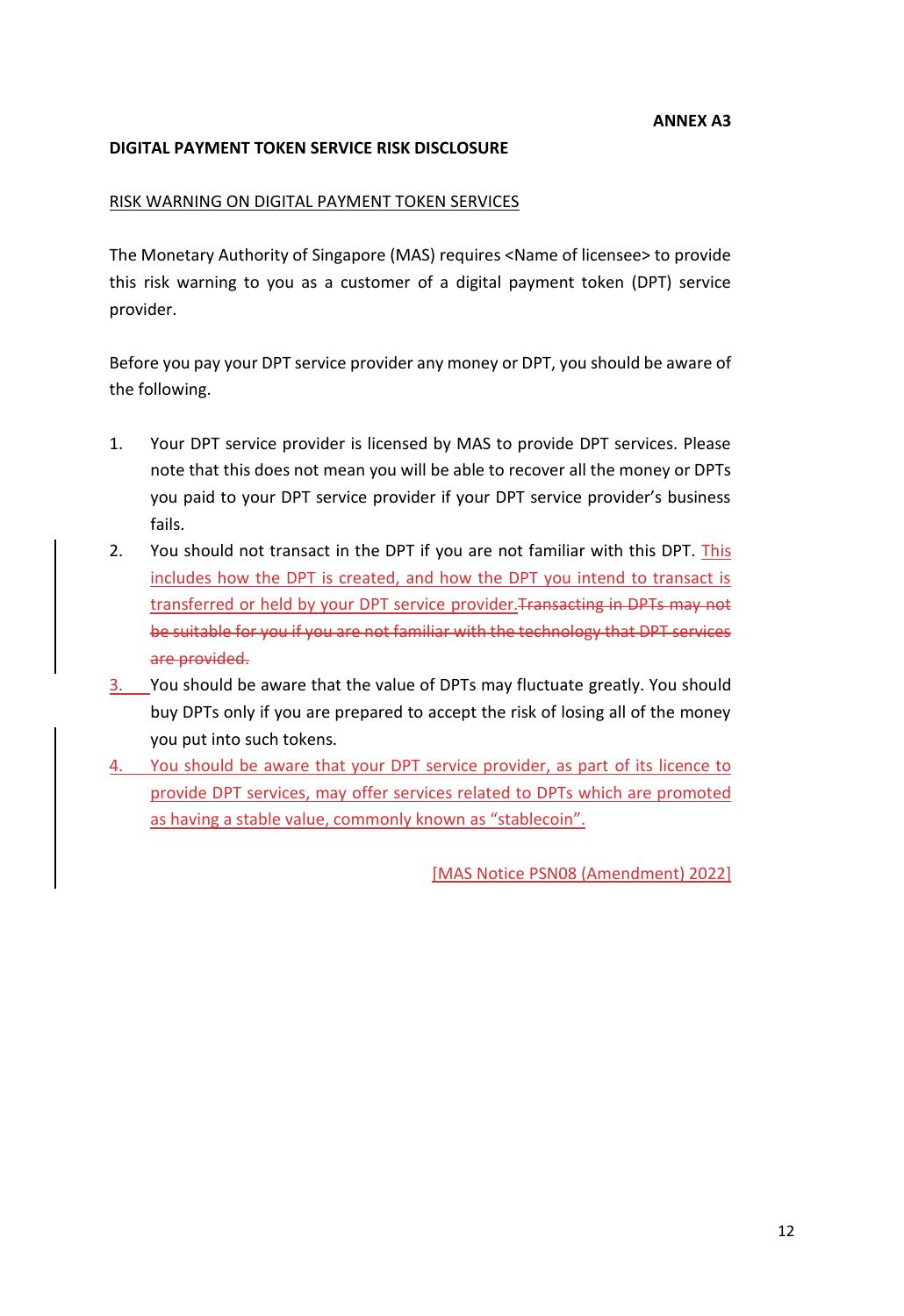**ANNEX A3**

**DIGITAL PAYMENT TOKEN SERVICE RISK DISCLOSURE**

<u>RISK WARNING ON DIGITAL PAYMENT TOKEN SERVICES</u>

The Monetary Authority of Singapore (MAS) requires <Name of licensee> to provide this risk warning to you as a customer of a digital payment token (DPT) service provider.

Before you pay your DPT service provider any money or DPT, you should be aware of the following.

1. Your DPT service provider is licensed by MAS to provide DPT services. Please note that this does not mean you will be able to recover all the money or DPTs you paid to your DPT service provider if your DPT service provider's business fails.
2. You should not transact in the DPT if you are not familiar with this DPT. <u>This includes how the DPT is created, and how the DPT you intend to transact is transferred or held by your DPT service provider.</u>~~Transacting in DPTs may not be suitable for you if you are not familiar with the technology that DPT services are provided.~~
3. You should be aware that the value of DPTs may fluctuate greatly. You should buy DPTs only if you are prepared to accept the risk of losing all of the money you put into such tokens.
4. <u>You should be aware that your DPT service provider, as part of its licence to provide DPT services, may offer services related to DPTs which are promoted as having a stable value, commonly known as "stablecoin".</u>

<u>[MAS Notice PSN08 (Amendment) 2022]</u>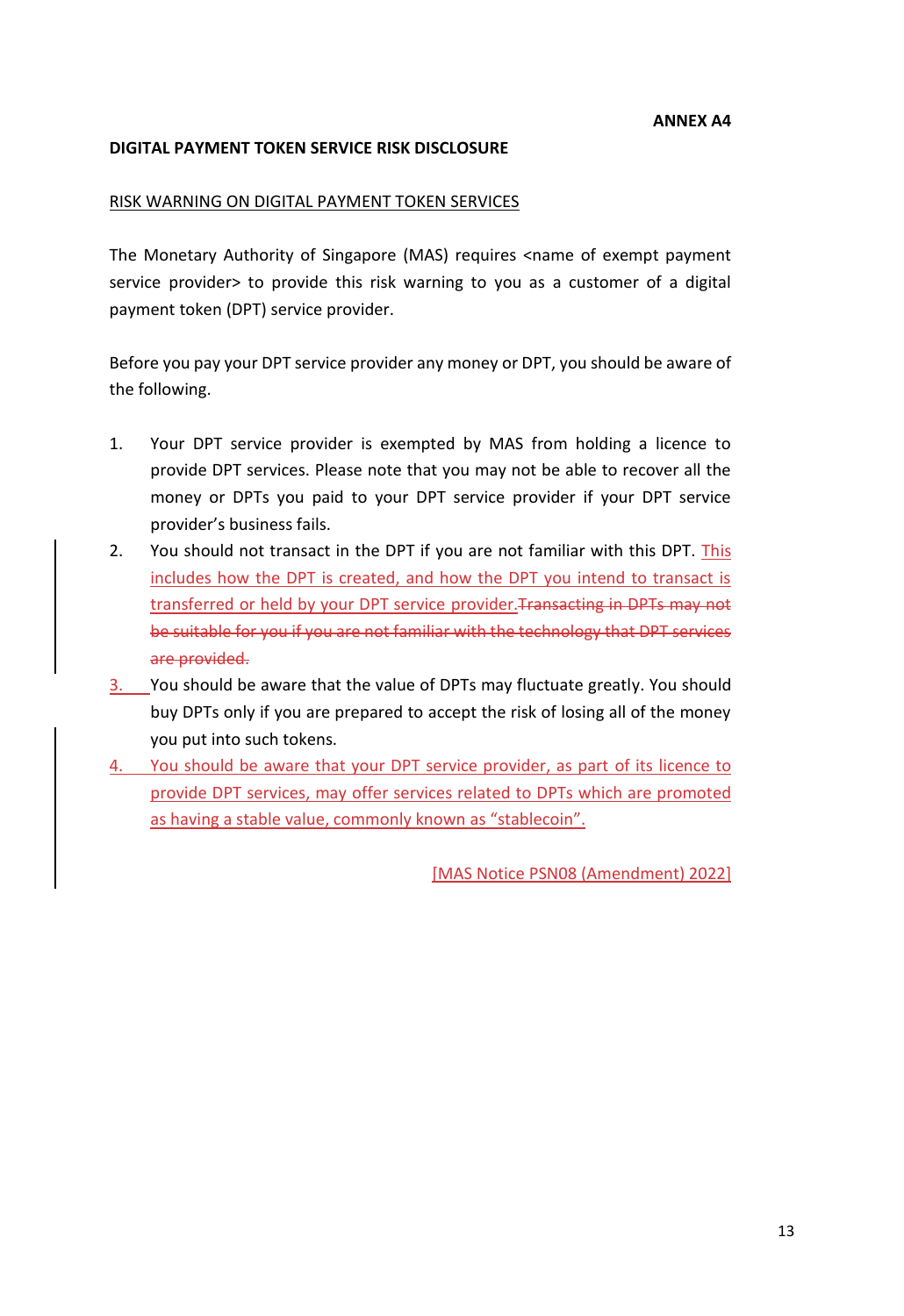**ANNEX A4**

**DIGITAL PAYMENT TOKEN SERVICE RISK DISCLOSURE**

RISK WARNING ON DIGITAL PAYMENT TOKEN SERVICES

The Monetary Authority of Singapore (MAS) requires <name of exempt payment service provider> to provide this risk warning to you as a customer of a digital payment token (DPT) service provider.

Before you pay your DPT service provider any money or DPT, you should be aware of the following.

1. Your DPT service provider is exempted by MAS from holding a licence to provide DPT services. Please note that you may not be able to recover all the money or DPTs you paid to your DPT service provider if your DPT service provider's business fails.
2. You should not transact in the DPT if you are not familiar with this DPT. This includes how the DPT is created, and how the DPT you intend to transact is transferred or held by your DPT service provider.~~Transacting in DPTs may not be suitable for you if you are not familiar with the technology that DPT services are provided.~~
3. You should be aware that the value of DPTs may fluctuate greatly. You should buy DPTs only if you are prepared to accept the risk of losing all of the money you put into such tokens.
4. You should be aware that your DPT service provider, as part of its licence to provide DPT services, may offer services related to DPTs which are promoted as having a stable value, commonly known as "stablecoin".

[MAS Notice PSN08 (Amendment) 2022]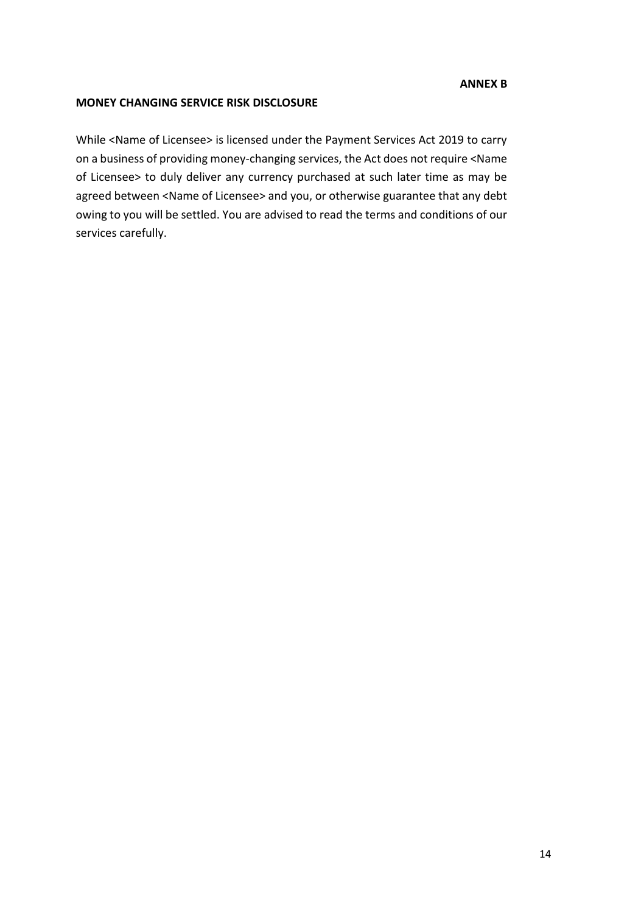**ANNEX B**

**MONEY CHANGING SERVICE RISK DISCLOSURE**

While <Name of Licensee> is licensed under the Payment Services Act 2019 to carry on a business of providing money-changing services, the Act does not require <Name of Licensee> to duly deliver any currency purchased at such later time as may be agreed between <Name of Licensee> and you, or otherwise guarantee that any debt owing to you will be settled. You are advised to read the terms and conditions of our services carefully.